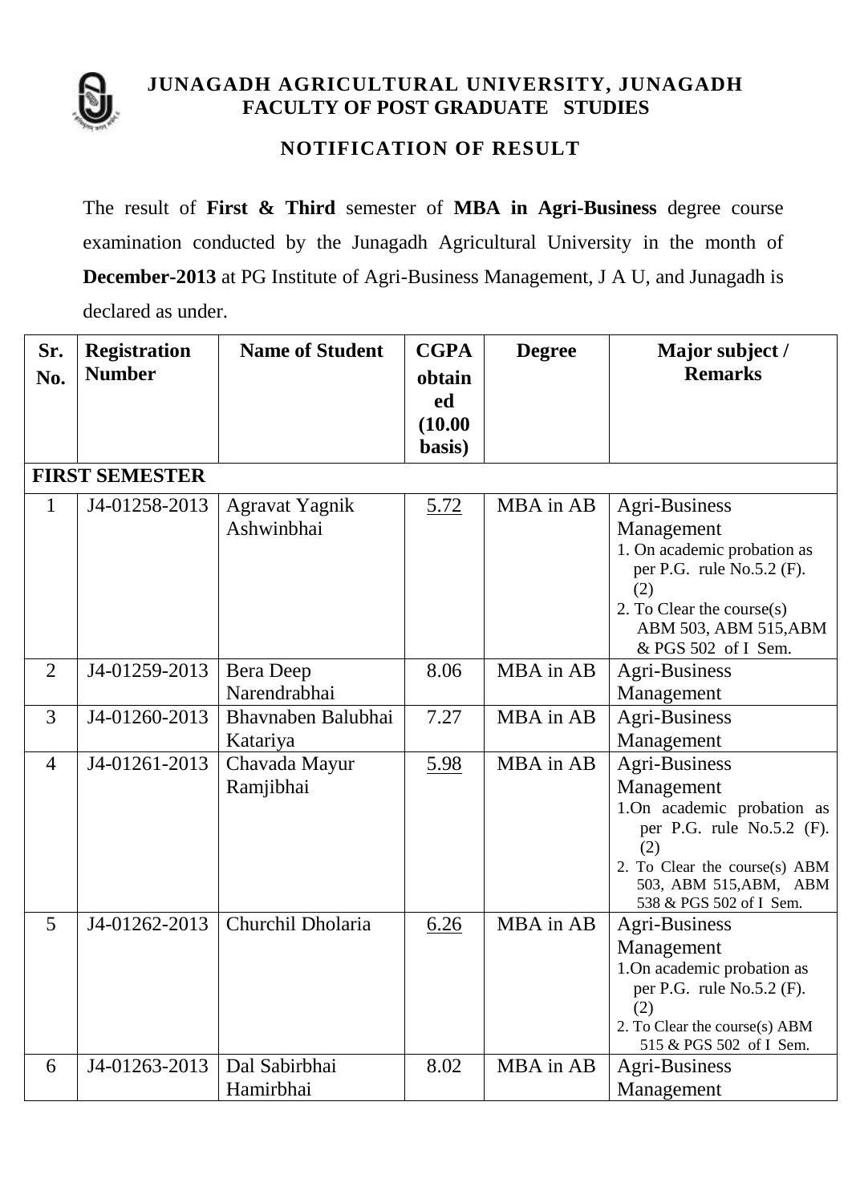# JUNAGADH AGRICULTURAL UNIVERSITY, JUNAGADH
## FACULTY OF POST GRADUATE STUDIES

### NOTIFICATION OF RESULT

The result of **First & Third** semester of **MBA in Agri-Business** degree course examination conducted by the Junagadh Agricultural University in the month of **December-2013** at PG Institute of Agri-Business Management, J A U, and Junagadh is declared as under.

| Sr. No. | Registration Number | Name of Student | CGPA obtained (10.00 basis) | Degree | Major subject / Remarks |
|---|---|---|---|---|---|
| **FIRST SEMESTER** | | | | | |
| 1 | J4-01258-2013 | Agravat Yagnik Ashwinbhai | 5.72 | MBA in AB | Agri-Business Management<br>1. On academic probation as per P.G. rule No.5.2 (F).(2)<br>2. To Clear the course(s) ABM 503, ABM 515,ABM & PGS 502 of I Sem. |
| 2 | J4-01259-2013 | Bera Deep Narendrabhai | 8.06 | MBA in AB | Agri-Business Management |
| 3 | J4-01260-2013 | Bhavnaben Balubhai Katariya | 7.27 | MBA in AB | Agri-Business Management |
| 4 | J4-01261-2013 | Chavada Mayur Ramjibhai | 5.98 | MBA in AB | Agri-Business Management<br>1.On academic probation as per P.G. rule No.5.2 (F).(2)<br>2. To Clear the course(s) ABM 503, ABM 515,ABM, ABM 538 & PGS 502 of I Sem. |
| 5 | J4-01262-2013 | Churchil Dholaria | 6.26 | MBA in AB | Agri-Business Management<br>1.On academic probation as per P.G. rule No.5.2 (F).(2)<br>2. To Clear the course(s) ABM 515 & PGS 502 of I Sem. |
| 6 | J4-01263-2013 | Dal Sabirbhai Hamirbhai | 8.02 | MBA in AB | Agri-Business Management |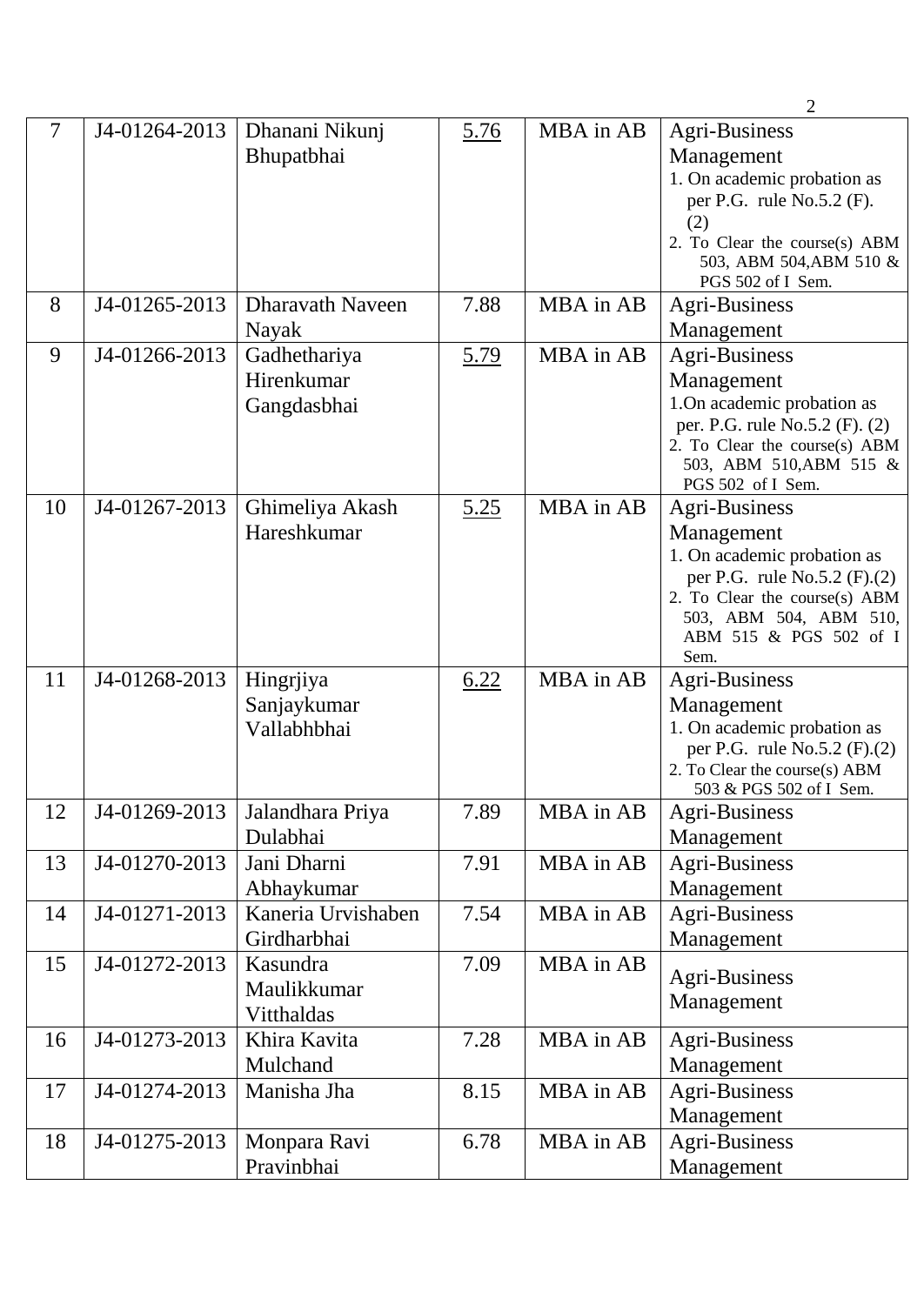| 7 | J4-01264-2013 | Dhanani Nikunj Bhupatbhai | <u>5.76</u> | MBA in AB | Agri-Business Management<br>1. On academic probation as per P.G. rule No.5.2 (F).(2)<br>2. To Clear the course(s) ABM 503, ABM 504,ABM 510 & PGS 502 of I Sem. |
|---|---|---|---|---|---|
| 8 | J4-01265-2013 | Dharavath Naveen Nayak | 7.88 | MBA in AB | Agri-Business Management |
| 9 | J4-01266-2013 | Gadhethariya Hirenkumar Gangdasbhai | <u>5.79</u> | MBA in AB | Agri-Business Management<br>1.On academic probation as per. P.G. rule No.5.2 (F). (2)<br>2. To Clear the course(s) ABM 503, ABM 510,ABM 515 & PGS 502 of I Sem. |
| 10 | J4-01267-2013 | Ghimeliya Akash Hareshkumar | <u>5.25</u> | MBA in AB | Agri-Business Management<br>1. On academic probation as per P.G. rule No.5.2 (F).(2)<br>2. To Clear the course(s) ABM 503, ABM 504, ABM 510, ABM 515 & PGS 502 of I Sem. |
| 11 | J4-01268-2013 | Hingrjiya Sanjaykumar Vallabhbhai | <u>6.22</u> | MBA in AB | Agri-Business Management<br>1. On academic probation as per P.G. rule No.5.2 (F).(2)<br>2. To Clear the course(s) ABM 503 & PGS 502 of I Sem. |
| 12 | J4-01269-2013 | Jalandhara Priya Dulabhai | 7.89 | MBA in AB | Agri-Business Management |
| 13 | J4-01270-2013 | Jani Dharni Abhaykumar | 7.91 | MBA in AB | Agri-Business Management |
| 14 | J4-01271-2013 | Kaneria Urvishaben Girdharbhai | 7.54 | MBA in AB | Agri-Business Management |
| 15 | J4-01272-2013 | Kasundra Maulikkumar Vitthaldas | 7.09 | MBA in AB | Agri-Business Management |
| 16 | J4-01273-2013 | Khira Kavita Mulchand | 7.28 | MBA in AB | Agri-Business Management |
| 17 | J4-01274-2013 | Manisha Jha | 8.15 | MBA in AB | Agri-Business Management |
| 18 | J4-01275-2013 | Monpara Ravi Pravinbhai | 6.78 | MBA in AB | Agri-Business Management |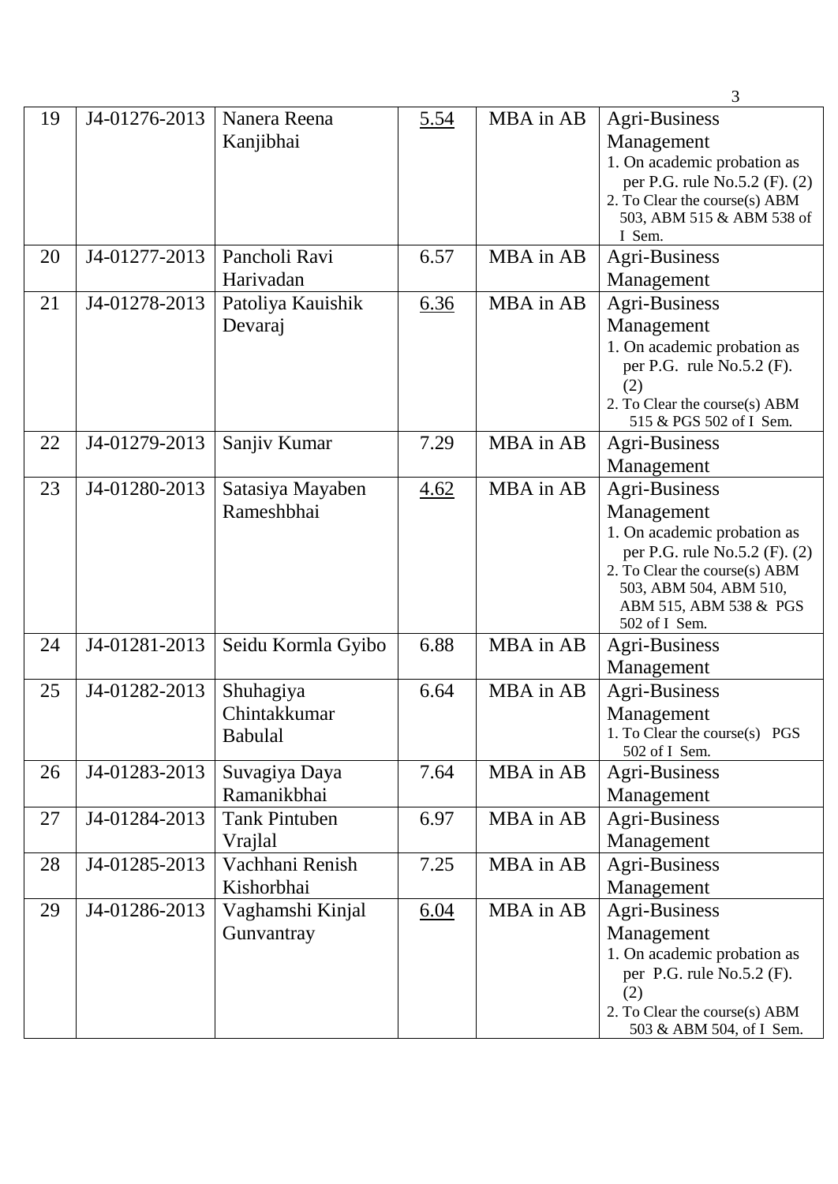| 19 | J4-01276-2013 | Nanera Reena Kanjibhai | <u>5.54</u> | MBA in AB | Agri-Business Management<br>1. On academic probation as per P.G. rule No.5.2 (F). (2)<br>2. To Clear the course(s) ABM 503, ABM 515 & ABM 538 of I Sem. |
|---|---|---|---|---|---|
| 20 | J4-01277-2013 | Pancholi Ravi Harivadan | 6.57 | MBA in AB | Agri-Business Management |
| 21 | J4-01278-2013 | Patoliya Kauishik Devaraj | <u>6.36</u> | MBA in AB | Agri-Business Management<br>1. On academic probation as per P.G. rule No.5.2 (F). (2)<br>2. To Clear the course(s) ABM 515 & PGS 502 of I Sem. |
| 22 | J4-01279-2013 | Sanjiv Kumar | 7.29 | MBA in AB | Agri-Business Management |
| 23 | J4-01280-2013 | Satasiya Mayaben Rameshbhai | <u>4.62</u> | MBA in AB | Agri-Business Management<br>1. On academic probation as per P.G. rule No.5.2 (F). (2)<br>2. To Clear the course(s) ABM 503, ABM 504, ABM 510, ABM 515, ABM 538 & PGS 502 of I Sem. |
| 24 | J4-01281-2013 | Seidu Kormla Gyibo | 6.88 | MBA in AB | Agri-Business Management |
| 25 | J4-01282-2013 | Shuhagiya Chintakkumar Babulal | 6.64 | MBA in AB | Agri-Business Management<br>1. To Clear the course(s) PGS 502 of I Sem. |
| 26 | J4-01283-2013 | Suvagiya Daya Ramanikbhai | 7.64 | MBA in AB | Agri-Business Management |
| 27 | J4-01284-2013 | Tank Pintuben Vrajlal | 6.97 | MBA in AB | Agri-Business Management |
| 28 | J4-01285-2013 | Vachhani Renish Kishorbhai | 7.25 | MBA in AB | Agri-Business Management |
| 29 | J4-01286-2013 | Vaghamshi Kinjal Gunvantray | <u>6.04</u> | MBA in AB | Agri-Business Management<br>1. On academic probation as per P.G. rule No.5.2 (F). (2)<br>2. To Clear the course(s) ABM 503 & ABM 504, of I Sem. |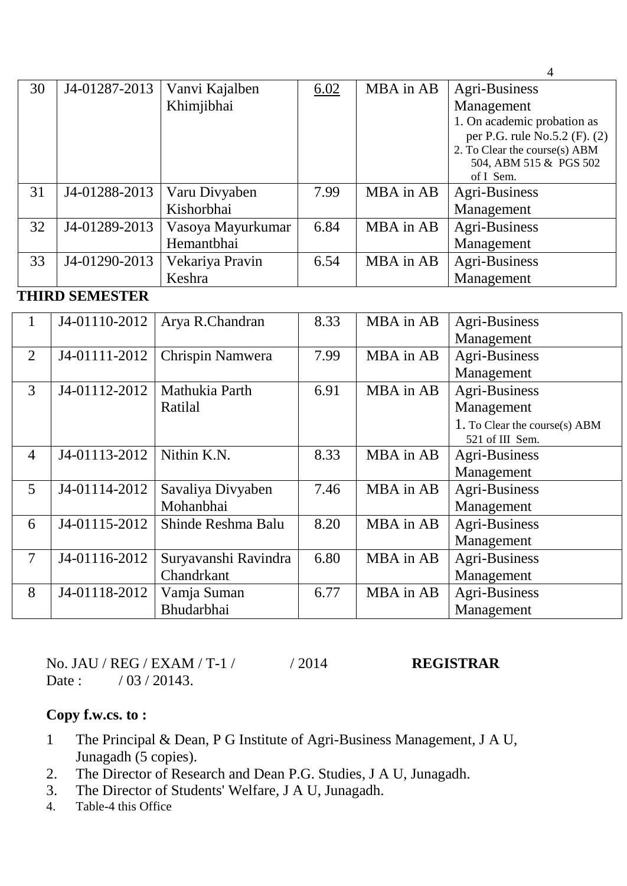| | | | | | |
|---|---|---|---|---|---|
| 30 | J4-01287-2013 | Vanvi Kajalben Khimjibhai | 6.02 | MBA in AB | Agri-Business Management<br>1. On academic probation as per P.G. rule No.5.2 (F). (2)<br>2. To Clear the course(s) ABM 504, ABM 515 & PGS 502 of I Sem. |
| 31 | J4-01288-2013 | Varu Divyaben Kishorbhai | 7.99 | MBA in AB | Agri-Business Management |
| 32 | J4-01289-2013 | Vasoya Mayurkumar Hemantbhai | 6.84 | MBA in AB | Agri-Business Management |
| 33 | J4-01290-2013 | Vekariya Pravin Keshra | 6.54 | MBA in AB | Agri-Business Management |

**THIRD SEMESTER**

| | | | | | |
|---|---|---|---|---|---|
| 1 | J4-01110-2012 | Arya R.Chandran | 8.33 | MBA in AB | Agri-Business Management |
| 2 | J4-01111-2012 | Chrispin Namwera | 7.99 | MBA in AB | Agri-Business Management |
| 3 | J4-01112-2012 | Mathukia Parth Ratilal | 6.91 | MBA in AB | Agri-Business Management<br>1. To Clear the course(s) ABM 521 of III Sem. |
| 4 | J4-01113-2012 | Nithin K.N. | 8.33 | MBA in AB | Agri-Business Management |
| 5 | J4-01114-2012 | Savaliya Divyaben Mohanbhai | 7.46 | MBA in AB | Agri-Business Management |
| 6 | J4-01115-2012 | Shinde Reshma Balu | 8.20 | MBA in AB | Agri-Business Management |
| 7 | J4-01116-2012 | Suryavanshi Ravindra Chandrkant | 6.80 | MBA in AB | Agri-Business Management |
| 8 | J4-01118-2012 | Vamja Suman Bhudarbhai | 6.77 | MBA in AB | Agri-Business Management |

No. JAU / REG / EXAM / T-1 / / 2014 **REGISTRAR**
Date : / 03 / 20143.

**Copy f.w.cs. to :**

1. The Principal & Dean, P G Institute of Agri-Business Management, J A U, Junagadh (5 copies).
2. The Director of Research and Dean P.G. Studies, J A U, Junagadh.
3. The Director of Students' Welfare, J A U, Junagadh.
4. Table-4 this Office